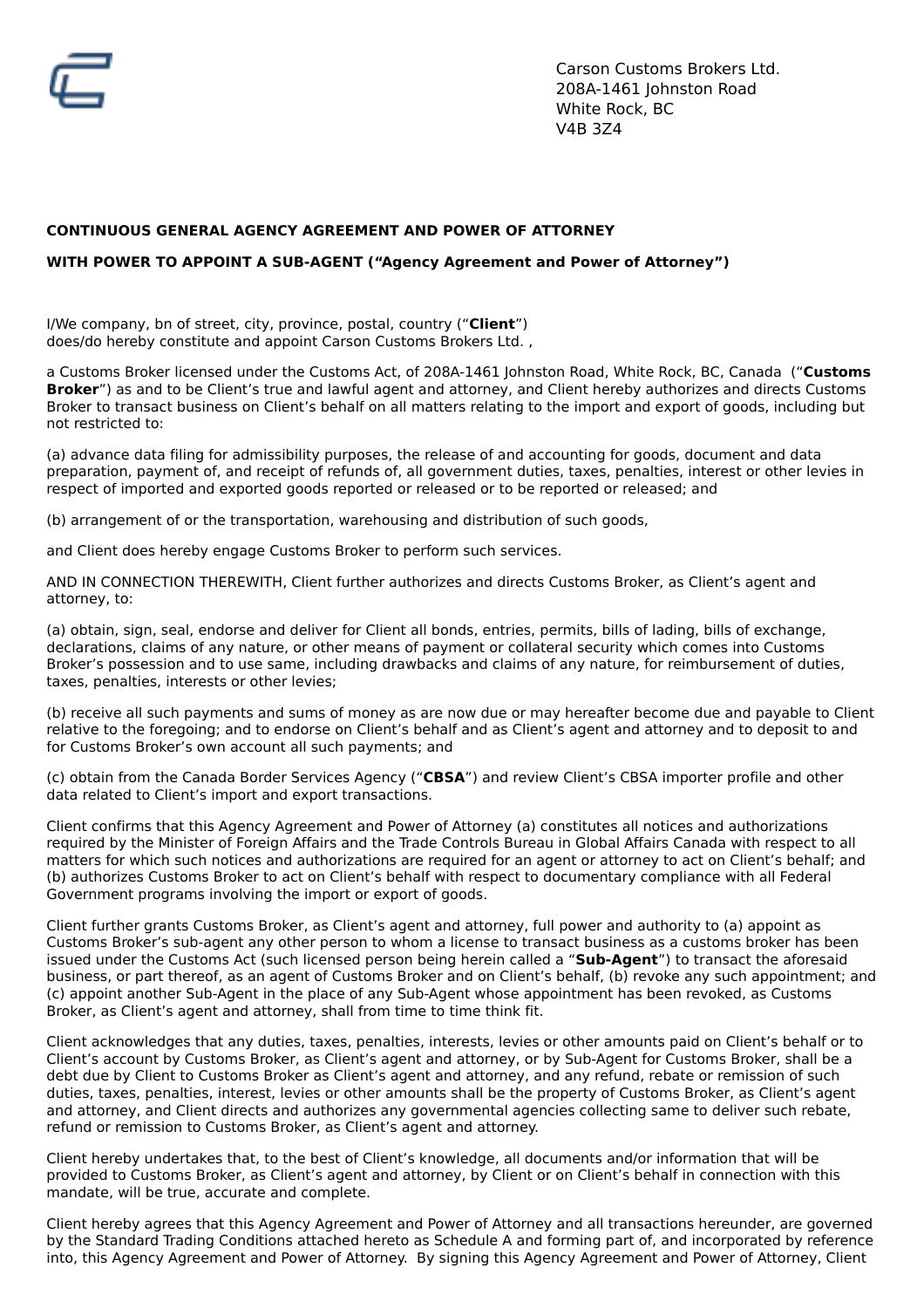Carson Customs Brokers Ltd.
208A-1461 Johnston Road
White Rock, BC
V4B 3Z4

**CONTINUOUS GENERAL AGENCY AGREEMENT AND POWER OF ATTORNEY**

**WITH POWER TO APPOINT A SUB-AGENT ("Agency Agreement and Power of Attorney")**

I/We company, bn of street, city, province, postal, country ("**Client**") does/do hereby constitute and appoint Carson Customs Brokers Ltd. ,

a Customs Broker licensed under the Customs Act, of 208A-1461 Johnston Road, White Rock, BC, Canada ("**Customs Broker**") as and to be Client's true and lawful agent and attorney, and Client hereby authorizes and directs Customs Broker to transact business on Client's behalf on all matters relating to the import and export of goods, including but not restricted to:

(a) advance data filing for admissibility purposes, the release of and accounting for goods, document and data preparation, payment of, and receipt of refunds of, all government duties, taxes, penalties, interest or other levies in respect of imported and exported goods reported or released or to be reported or released; and

(b) arrangement of or the transportation, warehousing and distribution of such goods,

and Client does hereby engage Customs Broker to perform such services.

AND IN CONNECTION THEREWITH, Client further authorizes and directs Customs Broker, as Client's agent and attorney, to:

(a) obtain, sign, seal, endorse and deliver for Client all bonds, entries, permits, bills of lading, bills of exchange, declarations, claims of any nature, or other means of payment or collateral security which comes into Customs Broker's possession and to use same, including drawbacks and claims of any nature, for reimbursement of duties, taxes, penalties, interests or other levies;

(b) receive all such payments and sums of money as are now due or may hereafter become due and payable to Client relative to the foregoing; and to endorse on Client's behalf and as Client's agent and attorney and to deposit to and for Customs Broker's own account all such payments; and

(c) obtain from the Canada Border Services Agency ("**CBSA**") and review Client's CBSA importer profile and other data related to Client's import and export transactions.

Client confirms that this Agency Agreement and Power of Attorney (a) constitutes all notices and authorizations required by the Minister of Foreign Affairs and the Trade Controls Bureau in Global Affairs Canada with respect to all matters for which such notices and authorizations are required for an agent or attorney to act on Client's behalf; and (b) authorizes Customs Broker to act on Client's behalf with respect to documentary compliance with all Federal Government programs involving the import or export of goods.

Client further grants Customs Broker, as Client's agent and attorney, full power and authority to (a) appoint as Customs Broker's sub-agent any other person to whom a license to transact business as a customs broker has been issued under the Customs Act (such licensed person being herein called a "**Sub-Agent**") to transact the aforesaid business, or part thereof, as an agent of Customs Broker and on Client's behalf, (b) revoke any such appointment; and (c) appoint another Sub-Agent in the place of any Sub-Agent whose appointment has been revoked, as Customs Broker, as Client's agent and attorney, shall from time to time think fit.

Client acknowledges that any duties, taxes, penalties, interests, levies or other amounts paid on Client's behalf or to Client's account by Customs Broker, as Client's agent and attorney, or by Sub-Agent for Customs Broker, shall be a debt due by Client to Customs Broker as Client's agent and attorney, and any refund, rebate or remission of such duties, taxes, penalties, interest, levies or other amounts shall be the property of Customs Broker, as Client's agent and attorney, and Client directs and authorizes any governmental agencies collecting same to deliver such rebate, refund or remission to Customs Broker, as Client's agent and attorney.

Client hereby undertakes that, to the best of Client's knowledge, all documents and/or information that will be provided to Customs Broker, as Client's agent and attorney, by Client or on Client's behalf in connection with this mandate, will be true, accurate and complete.

Client hereby agrees that this Agency Agreement and Power of Attorney and all transactions hereunder, are governed by the Standard Trading Conditions attached hereto as Schedule A and forming part of, and incorporated by reference into, this Agency Agreement and Power of Attorney. By signing this Agency Agreement and Power of Attorney, Client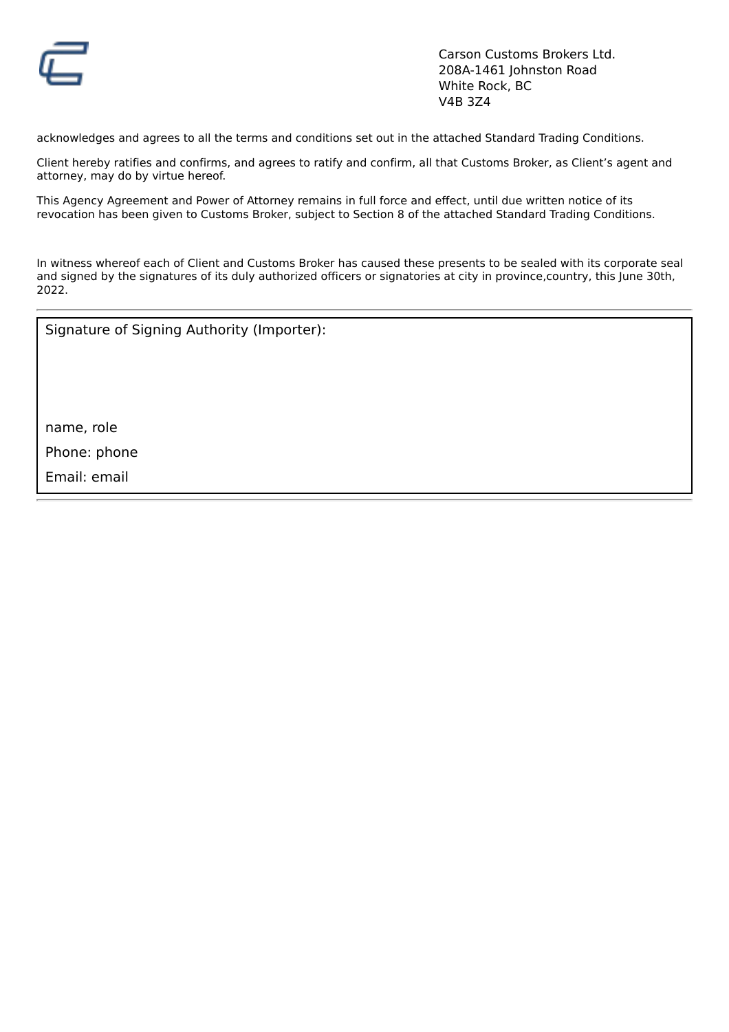Carson Customs Brokers Ltd.
208A-1461 Johnston Road
White Rock, BC
V4B 3Z4

acknowledges and agrees to all the terms and conditions set out in the attached Standard Trading Conditions.

Client hereby ratifies and confirms, and agrees to ratify and confirm, all that Customs Broker, as Client's agent and attorney, may do by virtue hereof.

This Agency Agreement and Power of Attorney remains in full force and effect, until due written notice of its revocation has been given to Customs Broker, subject to Section 8 of the attached Standard Trading Conditions.

In witness whereof each of Client and Customs Broker has caused these presents to be sealed with its corporate seal and signed by the signatures of its duly authorized officers or signatories at city in province,country, this June 30th, 2022.

---

Signature of Signing Authority (Importer):

name, role

Phone: phone

Email: email

---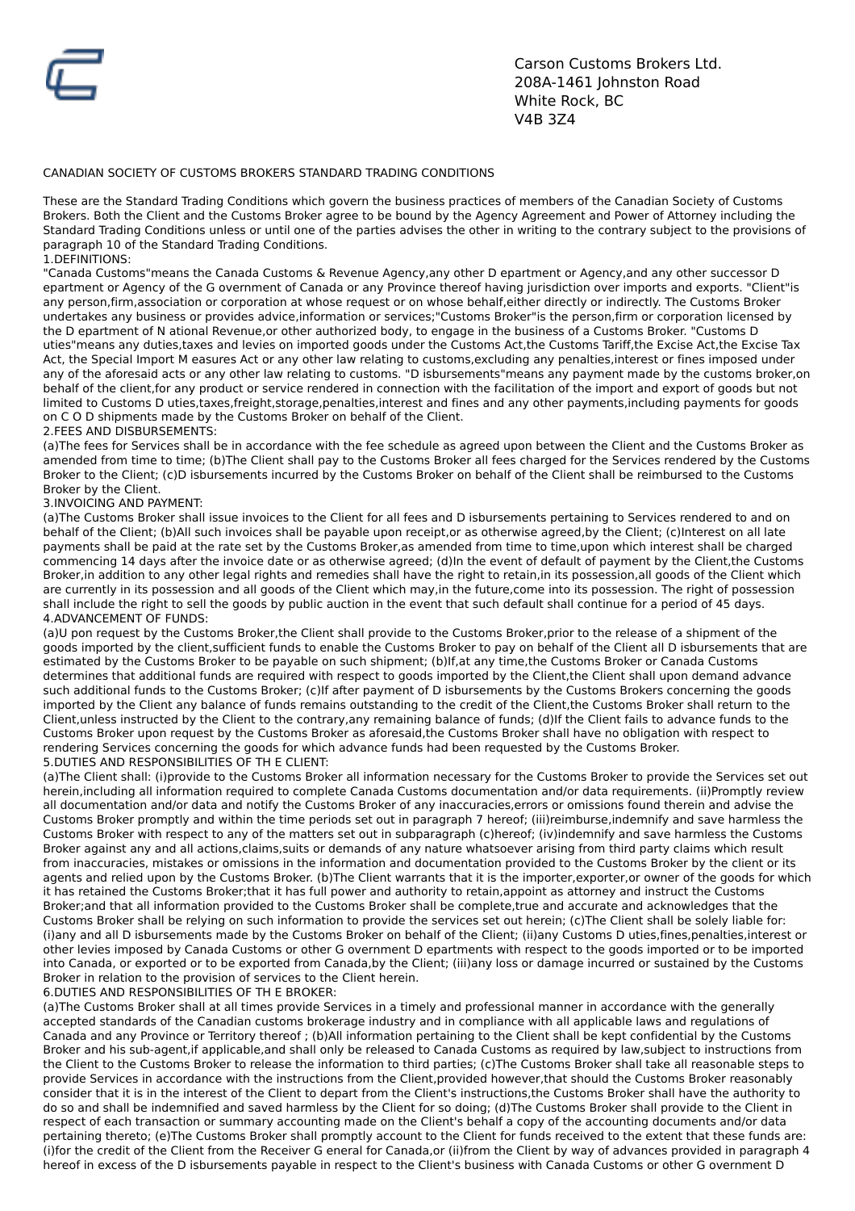Carson Customs Brokers Ltd.
208A-1461 Johnston Road
White Rock, BC
V4B 3Z4

CANADIAN SOCIETY OF CUSTOMS BROKERS STANDARD TRADING CONDITIONS

These are the Standard Trading Conditions which govern the business practices of members of the Canadian Society of Customs Brokers. Both the Client and the Customs Broker agree to be bound by the Agency Agreement and Power of Attorney including the Standard Trading Conditions unless or until one of the parties advises the other in writing to the contrary subject to the provisions of paragraph 10 of the Standard Trading Conditions.

1.DEFINITIONS:

"Canada Customs"means the Canada Customs & Revenue Agency,any other D epartment or Agency,and any other successor D epartment or Agency of the G overnment of Canada or any Province thereof having jurisdiction over imports and exports. "Client"is any person,firm,association or corporation at whose request or on whose behalf,either directly or indirectly. The Customs Broker undertakes any business or provides advice,information or services;"Customs Broker"is the person,firm or corporation licensed by the D epartment of N ational Revenue,or other authorized body, to engage in the business of a Customs Broker. "Customs D uties"means any duties,taxes and levies on imported goods under the Customs Act,the Customs Tariff,the Excise Act,the Excise Tax Act, the Special Import M easures Act or any other law relating to customs,excluding any penalties,interest or fines imposed under any of the aforesaid acts or any other law relating to customs. "D isbursements"means any payment made by the customs broker,on behalf of the client,for any product or service rendered in connection with the facilitation of the import and export of goods but not limited to Customs D uties,taxes,freight,storage,penalties,interest and fines and any other payments,including payments for goods on C O D shipments made by the Customs Broker on behalf of the Client.

2.FEES AND DISBURSEMENTS:

(a)The fees for Services shall be in accordance with the fee schedule as agreed upon between the Client and the Customs Broker as amended from time to time; (b)The Client shall pay to the Customs Broker all fees charged for the Services rendered by the Customs Broker to the Client; (c)D isbursements incurred by the Customs Broker on behalf of the Client shall be reimbursed to the Customs Broker by the Client.

3.INVOICING AND PAYMENT:

(a)The Customs Broker shall issue invoices to the Client for all fees and D isbursements pertaining to Services rendered to and on behalf of the Client; (b)All such invoices shall be payable upon receipt,or as otherwise agreed,by the Client; (c)Interest on all late payments shall be paid at the rate set by the Customs Broker,as amended from time to time,upon which interest shall be charged commencing 14 days after the invoice date or as otherwise agreed; (d)In the event of default of payment by the Client,the Customs Broker,in addition to any other legal rights and remedies shall have the right to retain,in its possession,all goods of the Client which are currently in its possession and all goods of the Client which may,in the future,come into its possession. The right of possession shall include the right to sell the goods by public auction in the event that such default shall continue for a period of 45 days.

4.ADVANCEMENT OF FUNDS:

(a)U pon request by the Customs Broker,the Client shall provide to the Customs Broker,prior to the release of a shipment of the goods imported by the client,sufficient funds to enable the Customs Broker to pay on behalf of the Client all D isbursements that are estimated by the Customs Broker to be payable on such shipment; (b)If,at any time,the Customs Broker or Canada Customs determines that additional funds are required with respect to goods imported by the Client,the Client shall upon demand advance such additional funds to the Customs Broker; (c)If after payment of D isbursements by the Customs Brokers concerning the goods imported by the Client any balance of funds remains outstanding to the credit of the Client,the Customs Broker shall return to the Client,unless instructed by the Client to the contrary,any remaining balance of funds; (d)If the Client fails to advance funds to the Customs Broker upon request by the Customs Broker as aforesaid,the Customs Broker shall have no obligation with respect to rendering Services concerning the goods for which advance funds had been requested by the Customs Broker.

5.DUTIES AND RESPONSIBILITIES OF TH E CLIENT:

(a)The Client shall: (i)provide to the Customs Broker all information necessary for the Customs Broker to provide the Services set out herein,including all information required to complete Canada Customs documentation and/or data requirements. (ii)Promptly review all documentation and/or data and notify the Customs Broker of any inaccuracies,errors or omissions found therein and advise the Customs Broker promptly and within the time periods set out in paragraph 7 hereof; (iii)reimburse,indemnify and save harmless the Customs Broker with respect to any of the matters set out in subparagraph (c)hereof; (iv)indemnify and save harmless the Customs Broker against any and all actions,claims,suits or demands of any nature whatsoever arising from third party claims which result from inaccuracies, mistakes or omissions in the information and documentation provided to the Customs Broker by the client or its agents and relied upon by the Customs Broker. (b)The Client warrants that it is the importer,exporter,or owner of the goods for which it has retained the Customs Broker;that it has full power and authority to retain,appoint as attorney and instruct the Customs Broker;and that all information provided to the Customs Broker shall be complete,true and accurate and acknowledges that the Customs Broker shall be relying on such information to provide the services set out herein; (c)The Client shall be solely liable for: (i)any and all D isbursements made by the Customs Broker on behalf of the Client; (ii)any Customs D uties,fines,penalties,interest or other levies imposed by Canada Customs or other G overnment D epartments with respect to the goods imported or to be imported into Canada, or exported or to be exported from Canada,by the Client; (iii)any loss or damage incurred or sustained by the Customs Broker in relation to the provision of services to the Client herein.

6.DUTIES AND RESPONSIBILITIES OF TH E BROKER:

(a)The Customs Broker shall at all times provide Services in a timely and professional manner in accordance with the generally accepted standards of the Canadian customs brokerage industry and in compliance with all applicable laws and regulations of Canada and any Province or Territory thereof ; (b)All information pertaining to the Client shall be kept confidential by the Customs Broker and his sub-agent,if applicable,and shall only be released to Canada Customs as required by law,subject to instructions from the Client to the Customs Broker to release the information to third parties; (c)The Customs Broker shall take all reasonable steps to provide Services in accordance with the instructions from the Client,provided however,that should the Customs Broker reasonably consider that it is in the interest of the Client to depart from the Client's instructions,the Customs Broker shall have the authority to do so and shall be indemnified and saved harmless by the Client for so doing; (d)The Customs Broker shall provide to the Client in respect of each transaction or summary accounting made on the Client's behalf a copy of the accounting documents and/or data pertaining thereto; (e)The Customs Broker shall promptly account to the Client for funds received to the extent that these funds are: (i)for the credit of the Client from the Receiver G eneral for Canada,or (ii)from the Client by way of advances provided in paragraph 4 hereof in excess of the D isbursements payable in respect to the Client's business with Canada Customs or other G overnment D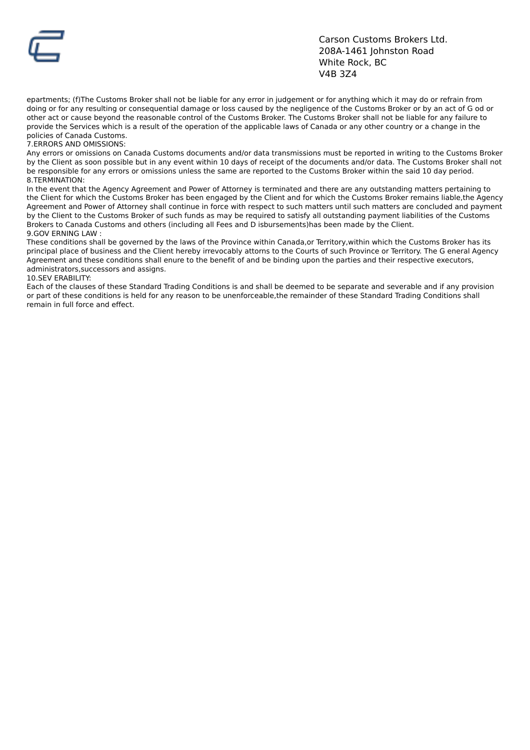Carson Customs Brokers Ltd.
208A-1461 Johnston Road
White Rock, BC
V4B 3Z4

epartments; (f)The Customs Broker shall not be liable for any error in judgement or for anything which it may do or refrain from doing or for any resulting or consequential damage or loss caused by the negligence of the Customs Broker or by an act of G od or other act or cause beyond the reasonable control of the Customs Broker. The Customs Broker shall not be liable for any failure to provide the Services which is a result of the operation of the applicable laws of Canada or any other country or a change in the policies of Canada Customs.

7.ERRORS AND OMISSIONS:

Any errors or omissions on Canada Customs documents and/or data transmissions must be reported in writing to the Customs Broker by the Client as soon possible but in any event within 10 days of receipt of the documents and/or data. The Customs Broker shall not be responsible for any errors or omissions unless the same are reported to the Customs Broker within the said 10 day period.

8.TERMINATION:

In the event that the Agency Agreement and Power of Attorney is terminated and there are any outstanding matters pertaining to the Client for which the Customs Broker has been engaged by the Client and for which the Customs Broker remains liable,the Agency Agreement and Power of Attorney shall continue in force with respect to such matters until such matters are concluded and payment by the Client to the Customs Broker of such funds as may be required to satisfy all outstanding payment liabilities of the Customs Brokers to Canada Customs and others (including all Fees and D isbursements)has been made by the Client.

9.GOV ERNING LAW :

These conditions shall be governed by the laws of the Province within Canada,or Territory,within which the Customs Broker has its principal place of business and the Client hereby irrevocably attorns to the Courts of such Province or Territory. The G eneral Agency Agreement and these conditions shall enure to the benefit of and be binding upon the parties and their respective executors, administrators,successors and assigns.

10.SEV ERABILITY:

Each of the clauses of these Standard Trading Conditions is and shall be deemed to be separate and severable and if any provision or part of these conditions is held for any reason to be unenforceable,the remainder of these Standard Trading Conditions shall remain in full force and effect.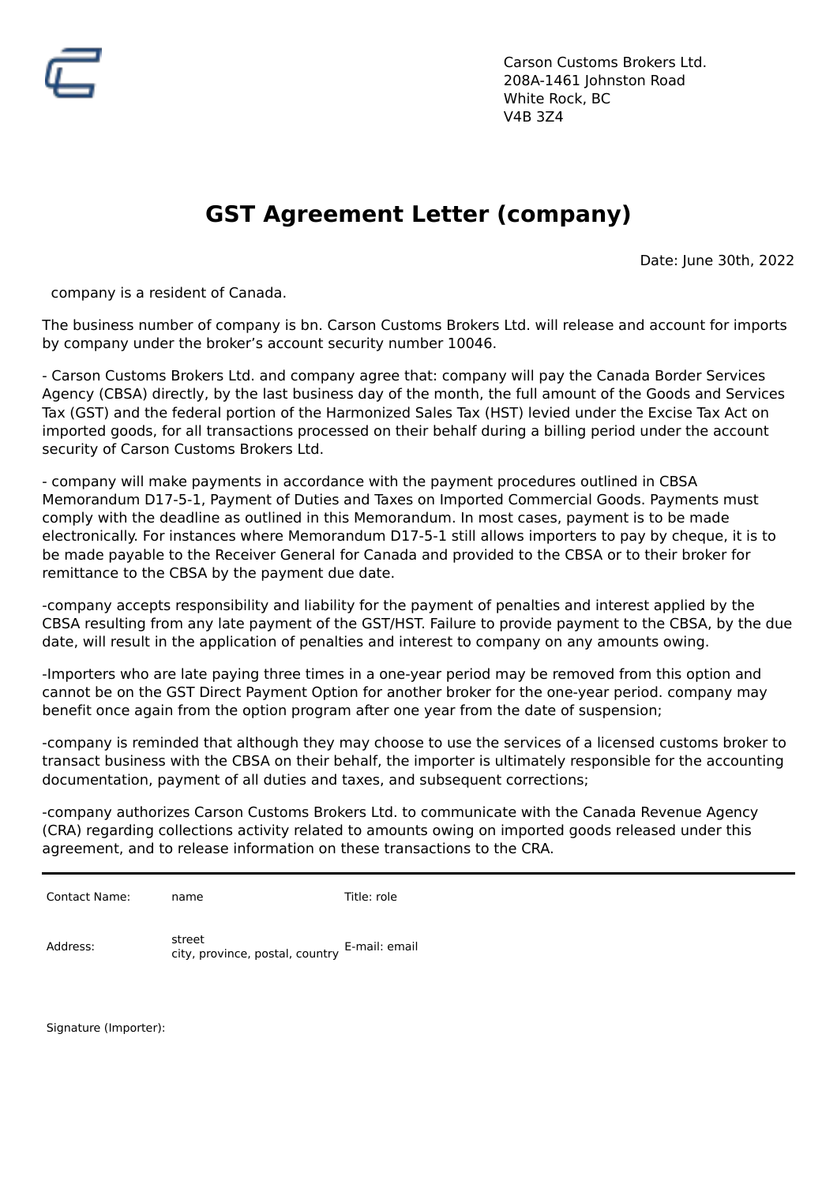Carson Customs Brokers Ltd.
208A-1461 Johnston Road
White Rock, BC
V4B 3Z4

# GST Agreement Letter (company)

Date: June 30th, 2022

company is a resident of Canada.

The business number of company is bn. Carson Customs Brokers Ltd. will release and account for imports by company under the broker's account security number 10046.

- Carson Customs Brokers Ltd. and company agree that: company will pay the Canada Border Services Agency (CBSA) directly, by the last business day of the month, the full amount of the Goods and Services Tax (GST) and the federal portion of the Harmonized Sales Tax (HST) levied under the Excise Tax Act on imported goods, for all transactions processed on their behalf during a billing period under the account security of Carson Customs Brokers Ltd.

- company will make payments in accordance with the payment procedures outlined in CBSA Memorandum D17-5-1, Payment of Duties and Taxes on Imported Commercial Goods. Payments must comply with the deadline as outlined in this Memorandum. In most cases, payment is to be made electronically. For instances where Memorandum D17-5-1 still allows importers to pay by cheque, it is to be made payable to the Receiver General for Canada and provided to the CBSA or to their broker for remittance to the CBSA by the payment due date.

-company accepts responsibility and liability for the payment of penalties and interest applied by the CBSA resulting from any late payment of the GST/HST. Failure to provide payment to the CBSA, by the due date, will result in the application of penalties and interest to company on any amounts owing.

-Importers who are late paying three times in a one-year period may be removed from this option and cannot be on the GST Direct Payment Option for another broker for the one-year period. company may benefit once again from the option program after one year from the date of suspension;

-company is reminded that although they may choose to use the services of a licensed customs broker to transact business with the CBSA on their behalf, the importer is ultimately responsible for the accounting documentation, payment of all duties and taxes, and subsequent corrections;

-company authorizes Carson Customs Brokers Ltd. to communicate with the Canada Revenue Agency (CRA) regarding collections activity related to amounts owing on imported goods released under this agreement, and to release information on these transactions to the CRA.

---

| | | |
|---|---|---|
| Contact Name: | name | Title: role |
| Address: | street<br>city, province, postal, country | E-mail: email |

Signature (Importer):